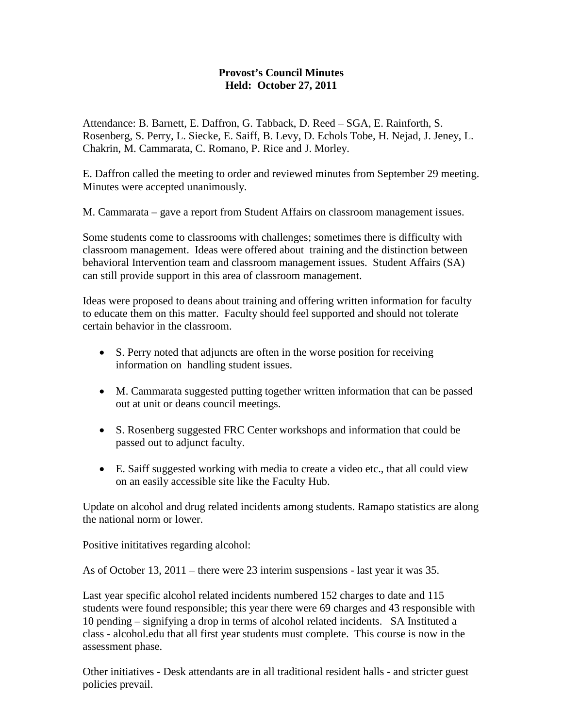**Provost's Council Minutes**
**Held: October 27, 2011**

Attendance: B. Barnett, E. Daffron, G. Tabback, D. Reed – SGA, E. Rainforth, S. Rosenberg, S. Perry, L. Siecke, E. Saiff, B. Levy, D. Echols Tobe, H. Nejad, J. Jeney, L. Chakrin, M. Cammarata, C. Romano, P. Rice and J. Morley.

E. Daffron called the meeting to order and reviewed minutes from September 29 meeting. Minutes were accepted unanimously.

M. Cammarata – gave a report from Student Affairs on classroom management issues.

Some students come to classrooms with challenges; sometimes there is difficulty with classroom management. Ideas were offered about training and the distinction between behavioral Intervention team and classroom management issues. Student Affairs (SA) can still provide support in this area of classroom management.

Ideas were proposed to deans about training and offering written information for faculty to educate them on this matter. Faculty should feel supported and should not tolerate certain behavior in the classroom.

- S. Perry noted that adjuncts are often in the worse position for receiving information on handling student issues.
- M. Cammarata suggested putting together written information that can be passed out at unit or deans council meetings.
- S. Rosenberg suggested FRC Center workshops and information that could be passed out to adjunct faculty.
- E. Saiff suggested working with media to create a video etc., that all could view on an easily accessible site like the Faculty Hub.

Update on alcohol and drug related incidents among students. Ramapo statistics are along the national norm or lower.

Positive inititatives regarding alcohol:

As of October 13, 2011 – there were 23 interim suspensions - last year it was 35.

Last year specific alcohol related incidents numbered 152 charges to date and 115 students were found responsible; this year there were 69 charges and 43 responsible with 10 pending – signifying a drop in terms of alcohol related incidents. SA Instituted a class - alcohol.edu that all first year students must complete. This course is now in the assessment phase.

Other initiatives - Desk attendants are in all traditional resident halls - and stricter guest policies prevail.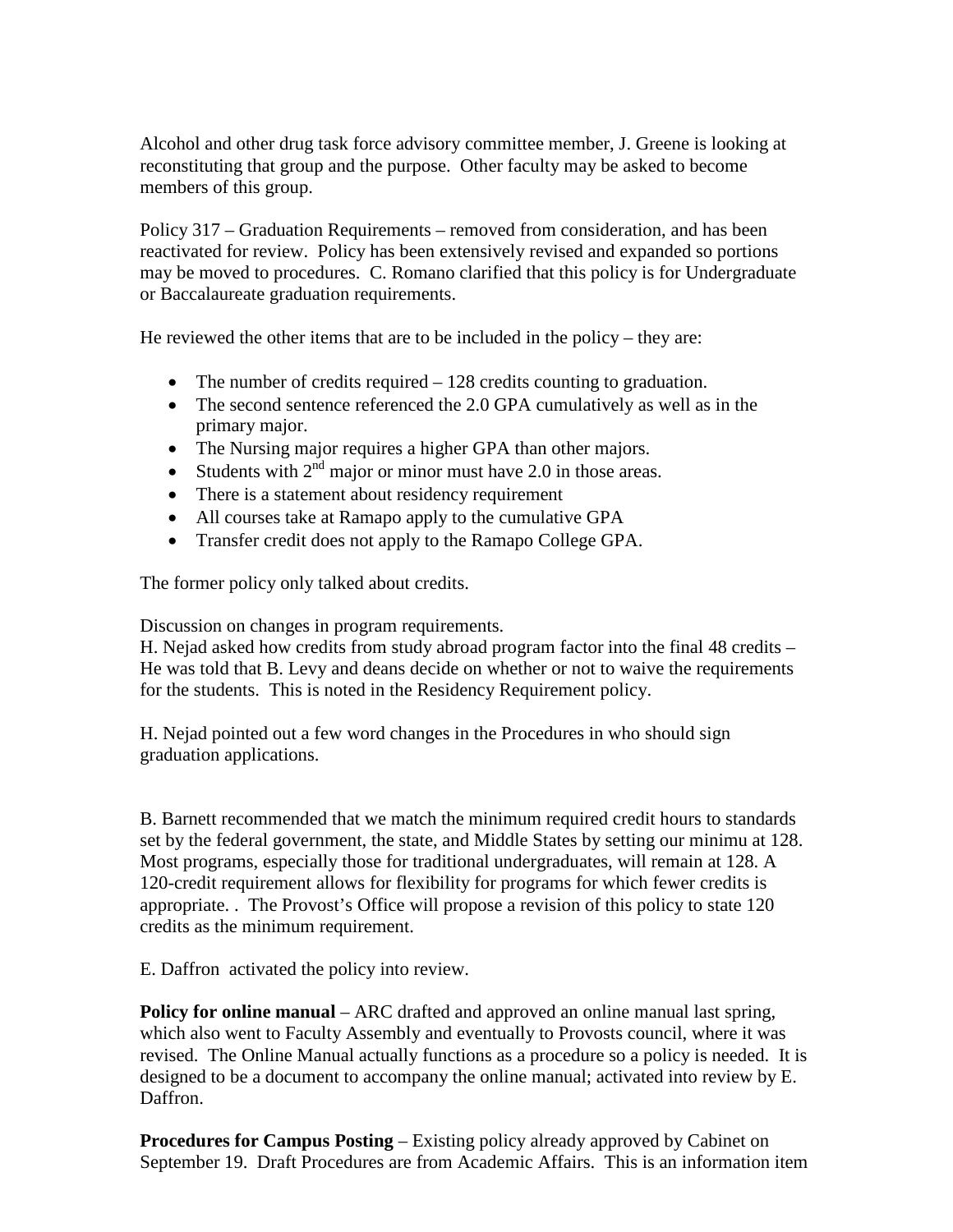Alcohol and other drug task force advisory committee member, J. Greene is looking at reconstituting that group and the purpose. Other faculty may be asked to become members of this group.

Policy 317 – Graduation Requirements – removed from consideration, and has been reactivated for review. Policy has been extensively revised and expanded so portions may be moved to procedures. C. Romano clarified that this policy is for Undergraduate or Baccalaureate graduation requirements.

He reviewed the other items that are to be included in the policy – they are:

- The number of credits required – 128 credits counting to graduation.
- The second sentence referenced the 2.0 GPA cumulatively as well as in the primary major.
- The Nursing major requires a higher GPA than other majors.
- Students with 2nd major or minor must have 2.0 in those areas.
- There is a statement about residency requirement
- All courses take at Ramapo apply to the cumulative GPA
- Transfer credit does not apply to the Ramapo College GPA.

The former policy only talked about credits.

Discussion on changes in program requirements.
H. Nejad asked how credits from study abroad program factor into the final 48 credits – He was told that B. Levy and deans decide on whether or not to waive the requirements for the students. This is noted in the Residency Requirement policy.

H. Nejad pointed out a few word changes in the Procedures in who should sign graduation applications.

B. Barnett recommended that we match the minimum required credit hours to standards set by the federal government, the state, and Middle States by setting our minimu at 128. Most programs, especially those for traditional undergraduates, will remain at 128. A 120-credit requirement allows for flexibility for programs for which fewer credits is appropriate. . The Provost's Office will propose a revision of this policy to state 120 credits as the minimum requirement.

E. Daffron activated the policy into review.

**Policy for online manual** – ARC drafted and approved an online manual last spring, which also went to Faculty Assembly and eventually to Provosts council, where it was revised. The Online Manual actually functions as a procedure so a policy is needed. It is designed to be a document to accompany the online manual; activated into review by E. Daffron.

**Procedures for Campus Posting** – Existing policy already approved by Cabinet on September 19. Draft Procedures are from Academic Affairs. This is an information item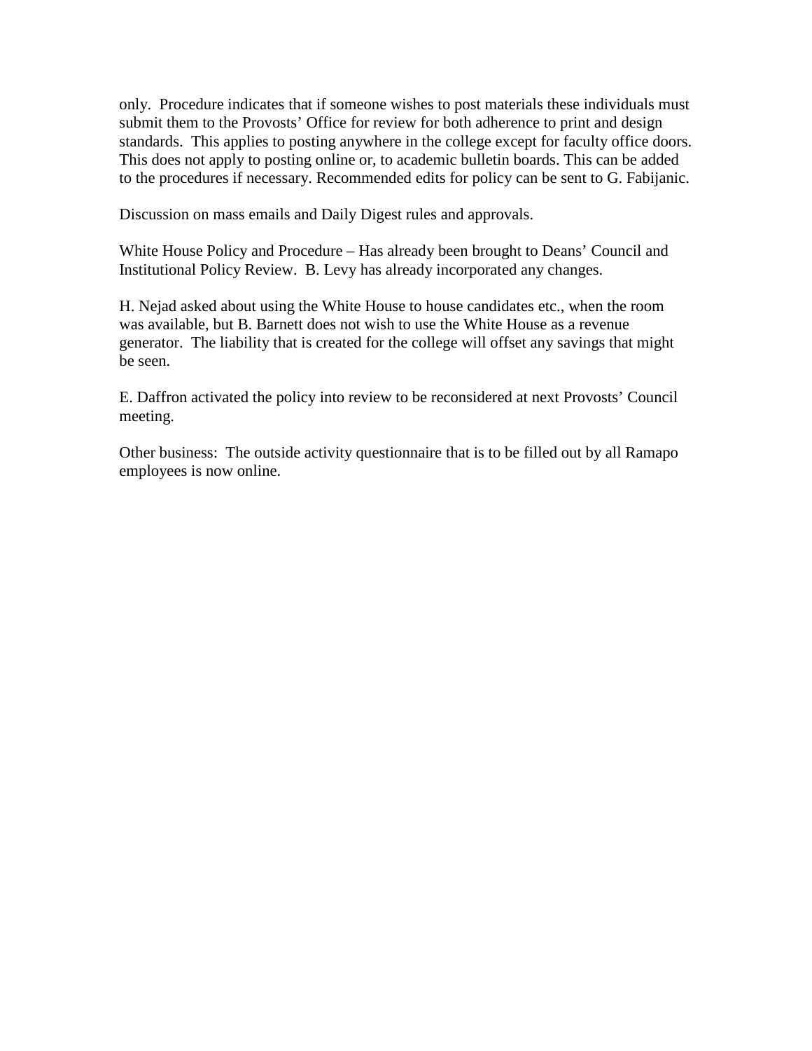only. Procedure indicates that if someone wishes to post materials these individuals must submit them to the Provosts' Office for review for both adherence to print and design standards. This applies to posting anywhere in the college except for faculty office doors. This does not apply to posting online or, to academic bulletin boards. This can be added to the procedures if necessary. Recommended edits for policy can be sent to G. Fabijanic.

Discussion on mass emails and Daily Digest rules and approvals.

White House Policy and Procedure – Has already been brought to Deans' Council and Institutional Policy Review. B. Levy has already incorporated any changes.

H. Nejad asked about using the White House to house candidates etc., when the room was available, but B. Barnett does not wish to use the White House as a revenue generator. The liability that is created for the college will offset any savings that might be seen.

E. Daffron activated the policy into review to be reconsidered at next Provosts' Council meeting.

Other business: The outside activity questionnaire that is to be filled out by all Ramapo employees is now online.